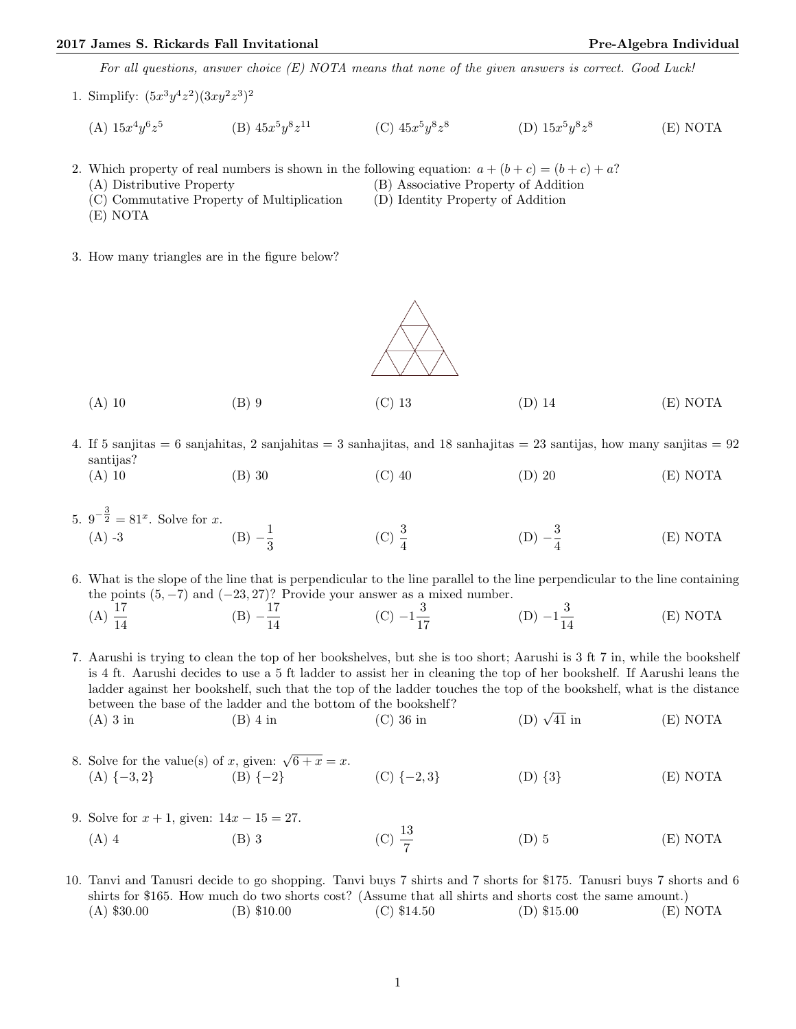*For all questions, answer choice (E) NOTA means that none of the given answers is correct. Good Luck!*

1. Simplify: $(5x^3y^4z^2)(3xy^2z^3)^2$

   (A) $15x^4y^6z^5$  (B) $45x^5y^8z^{11}$  (C) $45x^5y^8z^8$  (D) $15x^5y^8z^8$  (E) NOTA

2. Which property of real numbers is shown in the following equation: $a + (b + c) = (b + c) + a$?

   (A) Distributive Property
   (B) Associative Property of Addition
   (C) Commutative Property of Multiplication
   (D) Identity Property of Addition
   (E) NOTA

3. How many triangles are in the figure below?

   (A) 10  (B) 9  (C) 13  (D) 14  (E) NOTA

4. If 5 sanjitas = 6 sanjahitas, 2 sanjahitas = 3 sanhajitas, and 18 sanhajitas = 23 santijas, how many sanjitas = 92 santijas?

   (A) 10  (B) 30  (C) 40  (D) 20  (E) NOTA

5. $9^{-\frac{3}{2}} = 81^x$. Solve for $x$.

   (A) -3  (B) $-\frac{1}{3}$  (C) $\frac{3}{4}$  (D) $-\frac{3}{4}$  (E) NOTA

6. What is the slope of the line that is perpendicular to the line parallel to the line perpendicular to the line containing the points $(5, -7)$ and $(-23, 27)$? Provide your answer as a mixed number.

   (A) $\frac{17}{14}$  (B) $-\frac{17}{14}$  (C) $-1\frac{3}{17}$  (D) $-1\frac{3}{14}$  (E) NOTA

7. Aarushi is trying to clean the top of her bookshelves, but she is too short; Aarushi is 3 ft 7 in, while the bookshelf is 4 ft. Aarushi decides to use a 5 ft ladder to assist her in cleaning the top of her bookshelf. If Aarushi leans the ladder against her bookshelf, such that the top of the ladder touches the top of the bookshelf, what is the distance between the base of the ladder and the bottom of the bookshelf?

   (A) 3 in  (B) 4 in  (C) 36 in  (D) $\sqrt{41}$ in  (E) NOTA

8. Solve for the value(s) of $x$, given: $\sqrt{6 + x} = x$.

   (A) $\{-3, 2\}$  (B) $\{-2\}$  (C) $\{-2, 3\}$  (D) $\{3\}$  (E) NOTA

9. Solve for $x + 1$, given: $14x - 15 = 27$.

   (A) 4  (B) 3  (C) $\frac{13}{7}$  (D) 5  (E) NOTA

10. Tanvi and Tanusri decide to go shopping. Tanvi buys 7 shirts and 7 shorts for \$175. Tanusri buys 7 shorts and 6 shirts for \$165. How much do two shorts cost? (Assume that all shirts and shorts cost the same amount.)

    (A) \$30.00  (B) \$10.00  (C) \$14.50  (D) \$15.00  (E) NOTA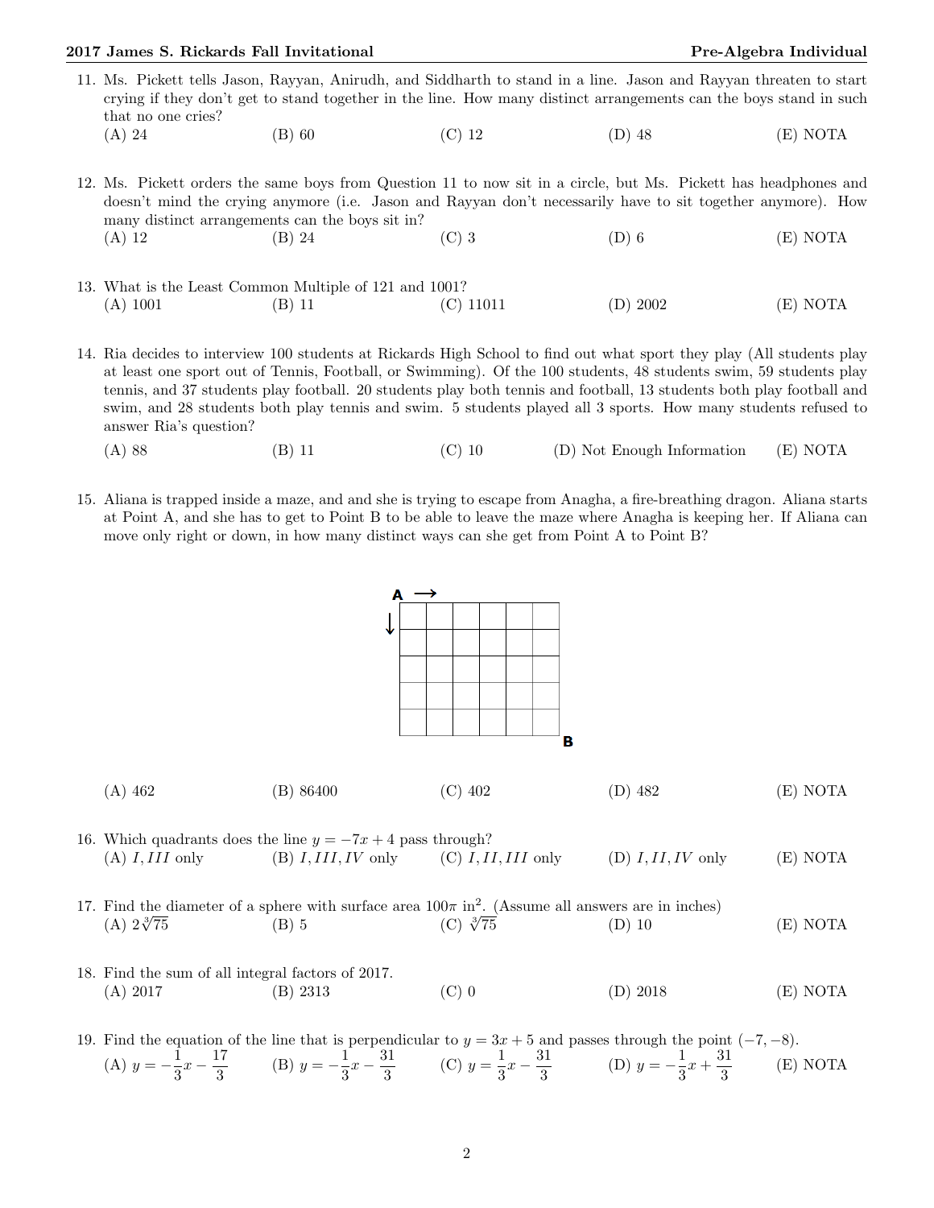11. Ms. Pickett tells Jason, Rayyan, Anirudh, and Siddharth to stand in a line. Jason and Rayyan threaten to start crying if they don't get to stand together in the line. How many distinct arrangements can the boys stand in such that no one cries?

(A) 24 (B) 60 (C) 12 (D) 48 (E) NOTA

12. Ms. Pickett orders the same boys from Question 11 to now sit in a circle, but Ms. Pickett has headphones and doesn't mind the crying anymore (i.e. Jason and Rayyan don't necessarily have to sit together anymore). How many distinct arrangements can the boys sit in?

(A) 12 (B) 24 (C) 3 (D) 6 (E) NOTA

13. What is the Least Common Multiple of 121 and 1001?

(A) 1001 (B) 11 (C) 11011 (D) 2002 (E) NOTA

14. Ria decides to interview 100 students at Rickards High School to find out what sport they play (All students play at least one sport out of Tennis, Football, or Swimming). Of the 100 students, 48 students swim, 59 students play tennis, and 37 students play football. 20 students play both tennis and football, 13 students both play football and swim, and 28 students both play tennis and swim. 5 students played all 3 sports. How many students refused to answer Ria's question?

(A) 88 (B) 11 (C) 10 (D) Not Enough Information (E) NOTA

15. Aliana is trapped inside a maze, and and she is trying to escape from Anagha, a fire-breathing dragon. Aliana starts at Point A, and she has to get to Point B to be able to leave the maze where Anagha is keeping her. If Aliana can move only right or down, in how many distinct ways can she get from Point A to Point B?

(A) 462 (B) 86400 (C) 402 (D) 482 (E) NOTA

16. Which quadrants does the line $y = -7x + 4$ pass through?

(A) $I, III$ only (B) $I, III, IV$ only (C) $I, II, III$ only (D) $I, II, IV$ only (E) NOTA

17. Find the diameter of a sphere with surface area $100\pi$ in$^2$. (Assume all answers are in inches)

(A) $2\sqrt[3]{75}$ (B) 5 (C) $\sqrt[3]{75}$ (D) 10 (E) NOTA

18. Find the sum of all integral factors of 2017.

(A) 2017 (B) 2313 (C) 0 (D) 2018 (E) NOTA

19. Find the equation of the line that is perpendicular to $y = 3x + 5$ and passes through the point $(-7, -8)$.

(A) $y = -\frac{1}{3}x - \frac{17}{3}$ (B) $y = -\frac{1}{3}x - \frac{31}{3}$ (C) $y = \frac{1}{3}x - \frac{31}{3}$ (D) $y = -\frac{1}{3}x + \frac{31}{3}$ (E) NOTA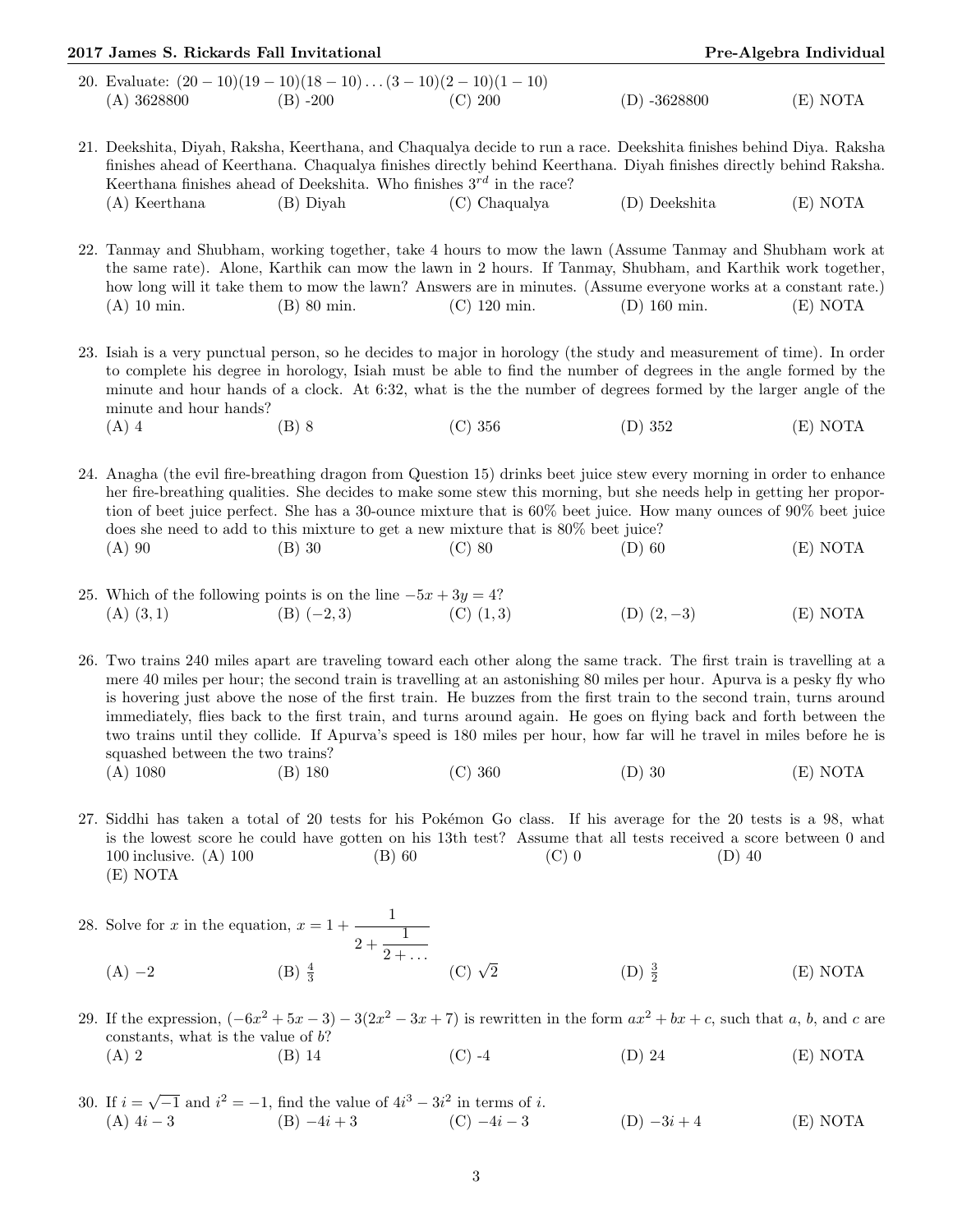20. Evaluate: $(20-10)(19-10)(18-10)\dots(3-10)(2-10)(1-10)$
(A) 3628800 (B) -200 (C) 200 (D) -3628800 (E) NOTA

21. Deekshita, Diyah, Raksha, Keerthana, and Chaqualya decide to run a race. Deekshita finishes behind Diya. Raksha finishes ahead of Keerthana. Chaqualya finishes directly behind Keerthana. Diyah finishes directly behind Raksha. Keerthana finishes ahead of Deekshita. Who finishes $3^{rd}$ in the race?
(A) Keerthana (B) Diyah (C) Chaqualya (D) Deekshita (E) NOTA

22. Tanmay and Shubham, working together, take 4 hours to mow the lawn (Assume Tanmay and Shubham work at the same rate). Alone, Karthik can mow the lawn in 2 hours. If Tanmay, Shubham, and Karthik work together, how long will it take them to mow the lawn? Answers are in minutes. (Assume everyone works at a constant rate.)
(A) 10 min. (B) 80 min. (C) 120 min. (D) 160 min. (E) NOTA

23. Isiah is a very punctual person, so he decides to major in horology (the study and measurement of time). In order to complete his degree in horology, Isiah must be able to find the number of degrees in the angle formed by the minute and hour hands of a clock. At 6:32, what is the the number of degrees formed by the larger angle of the minute and hour hands?
(A) 4 (B) 8 (C) 356 (D) 352 (E) NOTA

24. Anagha (the evil fire-breathing dragon from Question 15) drinks beet juice stew every morning in order to enhance her fire-breathing qualities. She decides to make some stew this morning, but she needs help in getting her proportion of beet juice perfect. She has a 30-ounce mixture that is 60% beet juice. How many ounces of 90% beet juice does she need to add to this mixture to get a new mixture that is 80% beet juice?
(A) 90 (B) 30 (C) 80 (D) 60 (E) NOTA

25. Which of the following points is on the line $-5x+3y=4$?
(A) $(3,1)$ (B) $(-2,3)$ (C) $(1,3)$ (D) $(2,-3)$ (E) NOTA

26. Two trains 240 miles apart are traveling toward each other along the same track. The first train is travelling at a mere 40 miles per hour; the second train is travelling at an astonishing 80 miles per hour. Apurva is a pesky fly who is hovering just above the nose of the first train. He buzzes from the first train to the second train, turns around immediately, flies back to the first train, and turns around again. He goes on flying back and forth between the two trains until they collide. If Apurva's speed is 180 miles per hour, how far will he travel in miles before he is squashed between the two trains?
(A) 1080 (B) 180 (C) 360 (D) 30 (E) NOTA

27. Siddhi has taken a total of 20 tests for his Pokémon Go class. If his average for the 20 tests is a 98, what is the lowest score he could have gotten on his 13th test? Assume that all tests received a score between 0 and 100 inclusive. (A) 100 (B) 60 (C) 0 (D) 40
(E) NOTA

28. Solve for $x$ in the equation, $x = 1 + \cfrac{1}{2 + \cfrac{1}{2 + \dots}}$
(A) $-2$ (B) $\frac{4}{3}$ (C) $\sqrt{2}$ (D) $\frac{3}{2}$ (E) NOTA

29. If the expression, $(-6x^2+5x-3)-3(2x^2-3x+7)$ is rewritten in the form $ax^2+bx+c$, such that $a$, $b$, and $c$ are constants, what is the value of $b$?
(A) 2 (B) 14 (C) -4 (D) 24 (E) NOTA

30. If $i=\sqrt{-1}$ and $i^2=-1$, find the value of $4i^3-3i^2$ in terms of $i$.
(A) $4i-3$ (B) $-4i+3$ (C) $-4i-3$ (D) $-3i+4$ (E) NOTA